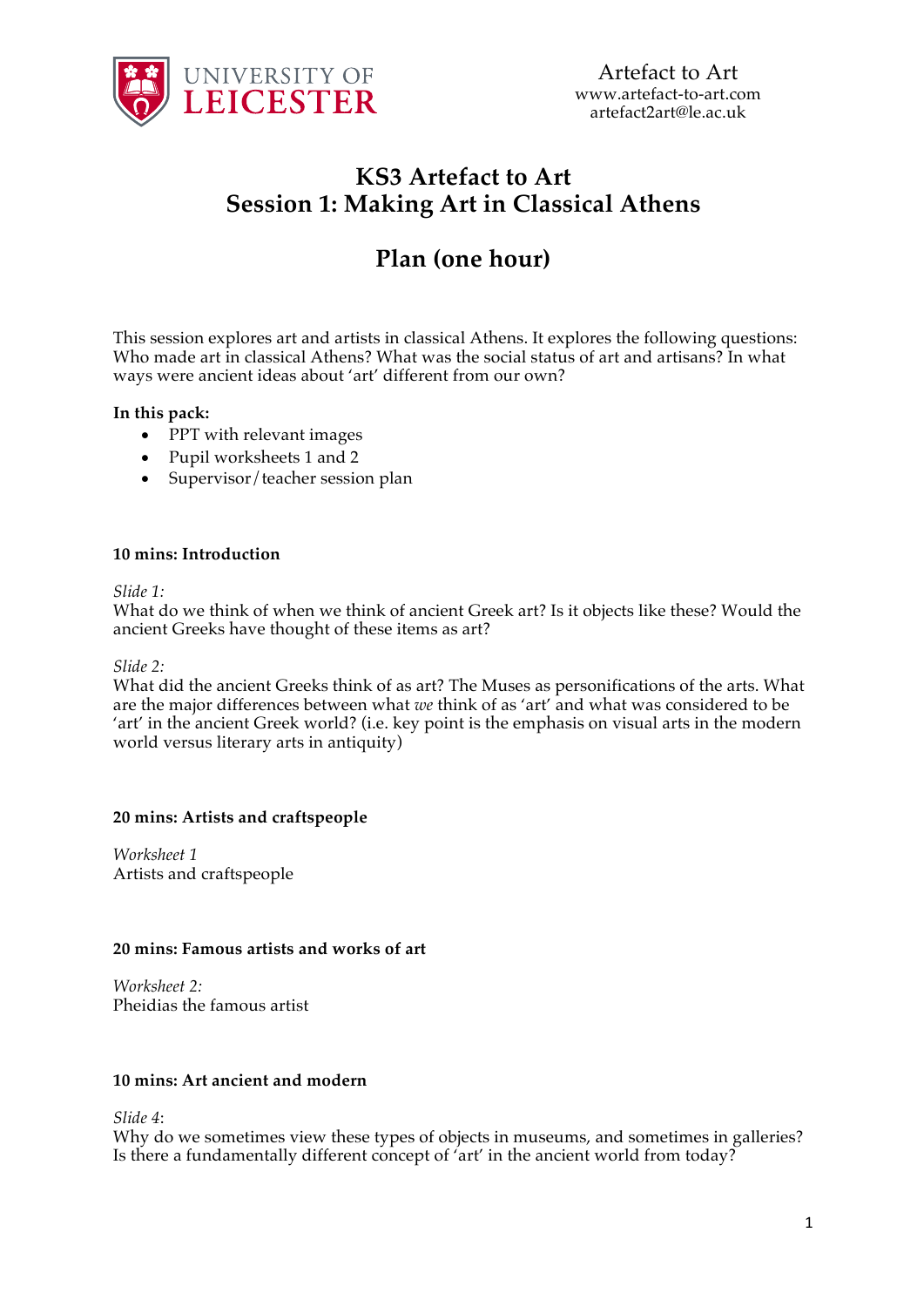UNIVERSITY OF LEICESTER

Artefact to Art
www.artefact-to-art.com
artefact2art@le.ac.uk

# KS3 Artefact to Art
# Session 1: Making Art in Classical Athens

## Plan (one hour)

This session explores art and artists in classical Athens. It explores the following questions: Who made art in classical Athens? What was the social status of art and artisans? In what ways were ancient ideas about 'art' different from our own?

**In this pack:**

- PPT with relevant images
- Pupil worksheets 1 and 2
- Supervisor/teacher session plan

**10 mins: Introduction**

*Slide 1:*
What do we think of when we think of ancient Greek art? Is it objects like these? Would the ancient Greeks have thought of these items as art?

*Slide 2:*
What did the ancient Greeks think of as art? The Muses as personifications of the arts. What are the major differences between what *we* think of as 'art' and what was considered to be 'art' in the ancient Greek world? (i.e. key point is the emphasis on visual arts in the modern world versus literary arts in antiquity)

**20 mins: Artists and craftspeople**

*Worksheet 1*
Artists and craftspeople

**20 mins: Famous artists and works of art**

*Worksheet 2:*
Pheidias the famous artist

**10 mins: Art ancient and modern**

*Slide 4*:
Why do we sometimes view these types of objects in museums, and sometimes in galleries? Is there a fundamentally different concept of 'art' in the ancient world from today?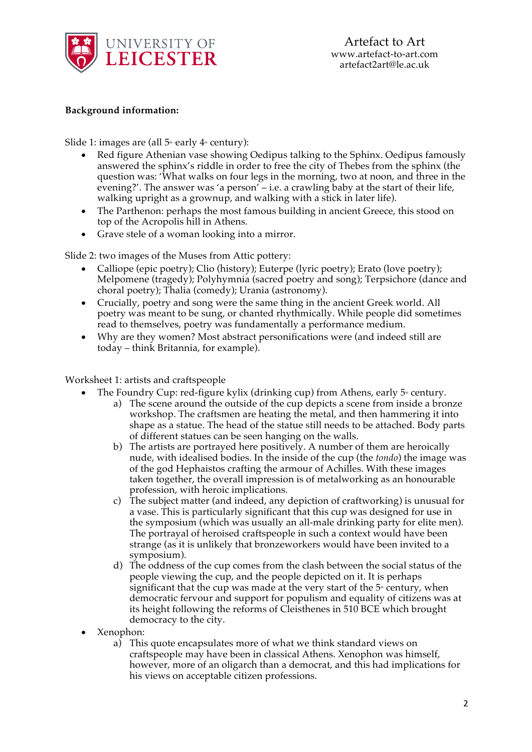**Background information:**

Slide 1: images are (all 5th–early 4th century):

- Red figure Athenian vase showing Oedipus talking to the Sphinx. Oedipus famously answered the sphinx's riddle in order to free the city of Thebes from the sphinx (the question was: 'What walks on four legs in the morning, two at noon, and three in the evening?'. The answer was 'a person' – i.e. a crawling baby at the start of their life, walking upright as a grownup, and walking with a stick in later life).
- The Parthenon: perhaps the most famous building in ancient Greece, this stood on top of the Acropolis hill in Athens.
- Grave stele of a woman looking into a mirror.

Slide 2: two images of the Muses from Attic pottery:

- Calliope (epic poetry); Clio (history); Euterpe (lyric poetry); Erato (love poetry); Melpomene (tragedy); Polyhymnia (sacred poetry and song); Terpsichore (dance and choral poetry); Thalia (comedy); Urania (astronomy).
- Crucially, poetry and song were the same thing in the ancient Greek world. All poetry was meant to be sung, or chanted rhythmically. While people did sometimes read to themselves, poetry was fundamentally a performance medium.
- Why are they women? Most abstract personifications were (and indeed still are today – think Britannia, for example).

Worksheet 1: artists and craftspeople

- The Foundry Cup: red-figure kylix (drinking cup) from Athens, early 5th century.
  a) The scene around the outside of the cup depicts a scene from inside a bronze workshop. The craftsmen are heating the metal, and then hammering it into shape as a statue. The head of the statue still needs to be attached. Body parts of different statues can be seen hanging on the walls.
  b) The artists are portrayed here positively. A number of them are heroically nude, with idealised bodies. In the inside of the cup (the *tondo*) the image was of the god Hephaistos crafting the armour of Achilles. With these images taken together, the overall impression is of metalworking as an honourable profession, with heroic implications.
  c) The subject matter (and indeed, any depiction of craftworking) is unusual for a vase. This is particularly significant that this cup was designed for use in the symposium (which was usually an all-male drinking party for elite men). The portrayal of heroised craftspeople in such a context would have been strange (as it is unlikely that bronzeworkers would have been invited to a symposium).
  d) The oddness of the cup comes from the clash between the social status of the people viewing the cup, and the people depicted on it. It is perhaps significant that the cup was made at the very start of the 5th century, when democratic fervour and support for populism and equality of citizens was at its height following the reforms of Cleisthenes in 510 BCE which brought democracy to the city.
- Xenophon:
  a) This quote encapsulates more of what we think standard views on craftspeople may have been in classical Athens. Xenophon was himself, however, more of an oligarch than a democrat, and this had implications for his views on acceptable citizen professions.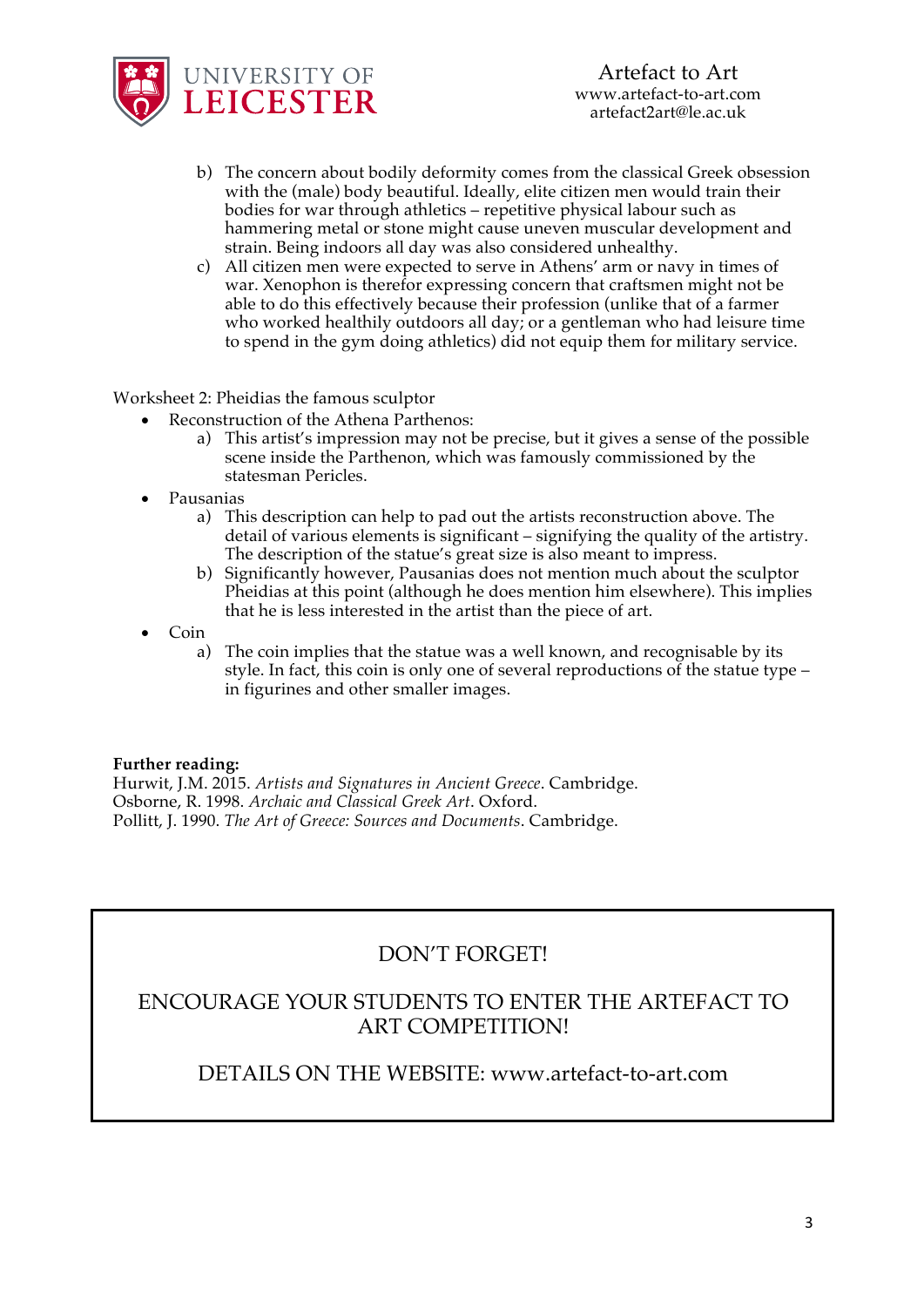b) The concern about bodily deformity comes from the classical Greek obsession with the (male) body beautiful. Ideally, elite citizen men would train their bodies for war through athletics – repetitive physical labour such as hammering metal or stone might cause uneven muscular development and strain. Being indoors all day was also considered unhealthy.

c) All citizen men were expected to serve in Athens' arm or navy in times of war. Xenophon is therefor expressing concern that craftsmen might not be able to do this effectively because their profession (unlike that of a farmer who worked healthily outdoors all day; or a gentleman who had leisure time to spend in the gym doing athletics) did not equip them for military service.

Worksheet 2: Pheidias the famous sculptor

- Reconstruction of the Athena Parthenos:
  a) This artist's impression may not be precise, but it gives a sense of the possible scene inside the Parthenon, which was famously commissioned by the statesman Pericles.
- Pausanias
  a) This description can help to pad out the artists reconstruction above. The detail of various elements is significant – signifying the quality of the artistry. The description of the statue's great size is also meant to impress.
  b) Significantly however, Pausanias does not mention much about the sculptor Pheidias at this point (although he does mention him elsewhere). This implies that he is less interested in the artist than the piece of art.
- Coin
  a) The coin implies that the statue was a well known, and recognisable by its style. In fact, this coin is only one of several reproductions of the statue type – in figurines and other smaller images.

**Further reading:**

Hurwit, J.M. 2015. *Artists and Signatures in Ancient Greece*. Cambridge.
Osborne, R. 1998. *Archaic and Classical Greek Art*. Oxford.
Pollitt, J. 1990. *The Art of Greece: Sources and Documents*. Cambridge.

DON'T FORGET!

ENCOURAGE YOUR STUDENTS TO ENTER THE ARTEFACT TO ART COMPETITION!

DETAILS ON THE WEBSITE: www.artefact-to-art.com